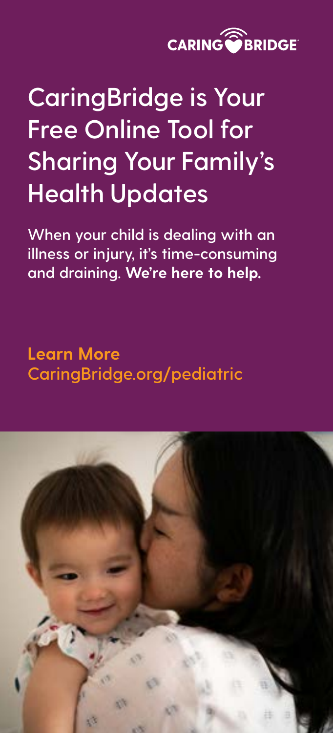CARING BRIDGE

# CaringBridge is Your Free Online Tool for Sharing Your Family's Health Updates

When your child is dealing with an illness or injury, it's time-consuming and draining. **We're here to help.**

**Learn More**
CaringBridge.org/pediatric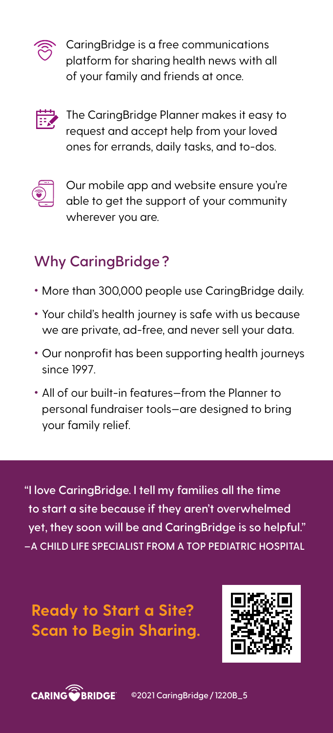CaringBridge is a free communications platform for sharing health news with all of your family and friends at once.

The CaringBridge Planner makes it easy to request and accept help from your loved ones for errands, daily tasks, and to-dos.

Our mobile app and website ensure you're able to get the support of your community wherever you are.

## Why CaringBridge?

- More than 300,000 people use CaringBridge daily.
- Your child's health journey is safe with us because we are private, ad-free, and never sell your data.
- Our nonprofit has been supporting health journeys since 1997.
- All of our built-in features—from the Planner to personal fundraiser tools—are designed to bring your family relief.

"I love CaringBridge. I tell my families all the time to start a site because if they aren't overwhelmed yet, they soon will be and CaringBridge is so helpful."
—A CHILD LIFE SPECIALIST FROM A TOP PEDIATRIC HOSPITAL

**Ready to Start a Site? Scan to Begin Sharing.**

CARING BRIDGE ©2021 CaringBridge / 1220B_5